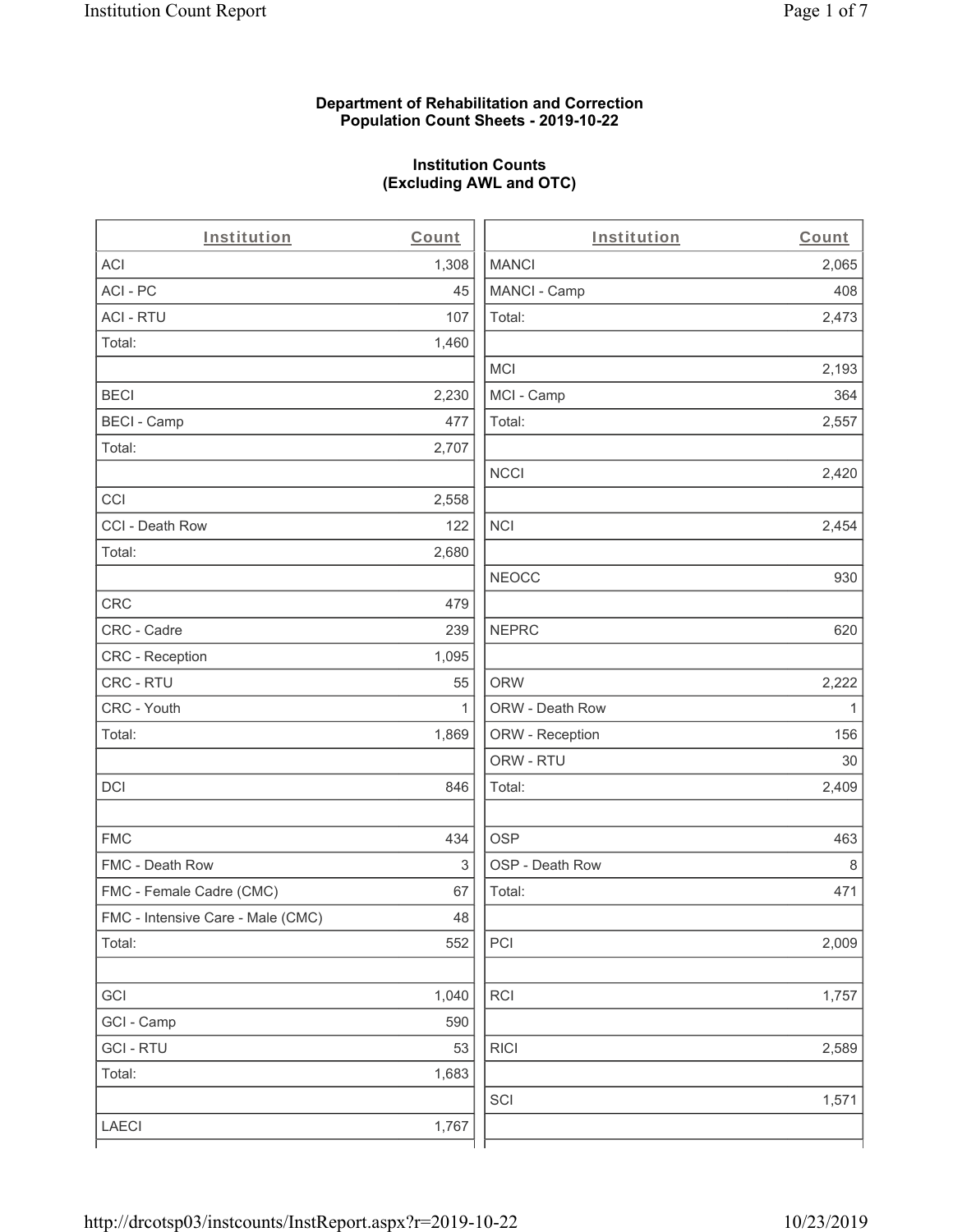**Department of Rehabilitation and Correction**
**Population Count Sheets - 2019-10-22**

**Institution Counts**
**(Excluding AWL and OTC)**

| Institution | Count |
|---|---|
| ACI | 1,308 |
| ACI - PC | 45 |
| ACI - RTU | 107 |
| Total: | 1,460 |
| | |
| BECI | 2,230 |
| BECI - Camp | 477 |
| Total: | 2,707 |
| | |
| CCI | 2,558 |
| CCI - Death Row | 122 |
| Total: | 2,680 |
| | |
| CRC | 479 |
| CRC - Cadre | 239 |
| CRC - Reception | 1,095 |
| CRC - RTU | 55 |
| CRC - Youth | 1 |
| Total: | 1,869 |
| | |
| DCI | 846 |
| | |
| FMC | 434 |
| FMC - Death Row | 3 |
| FMC - Female Cadre (CMC) | 67 |
| FMC - Intensive Care - Male (CMC) | 48 |
| Total: | 552 |
| | |
| GCI | 1,040 |
| GCI - Camp | 590 |
| GCI - RTU | 53 |
| Total: | 1,683 |
| | |
| LAECI | 1,767 |
| | |

| Institution | Count |
|---|---|
| MANCI | 2,065 |
| MANCI - Camp | 408 |
| Total: | 2,473 |
| | |
| MCI | 2,193 |
| MCI - Camp | 364 |
| Total: | 2,557 |
| | |
| NCCI | 2,420 |
| | |
| NCI | 2,454 |
| | |
| NEOCC | 930 |
| | |
| NEPRC | 620 |
| | |
| ORW | 2,222 |
| ORW - Death Row | 1 |
| ORW - Reception | 156 |
| ORW - RTU | 30 |
| Total: | 2,409 |
| | |
| OSP | 463 |
| OSP - Death Row | 8 |
| Total: | 471 |
| | |
| PCI | 2,009 |
| | |
| RCI | 1,757 |
| | |
| RICI | 2,589 |
| | |
| SCI | 1,571 |
| | |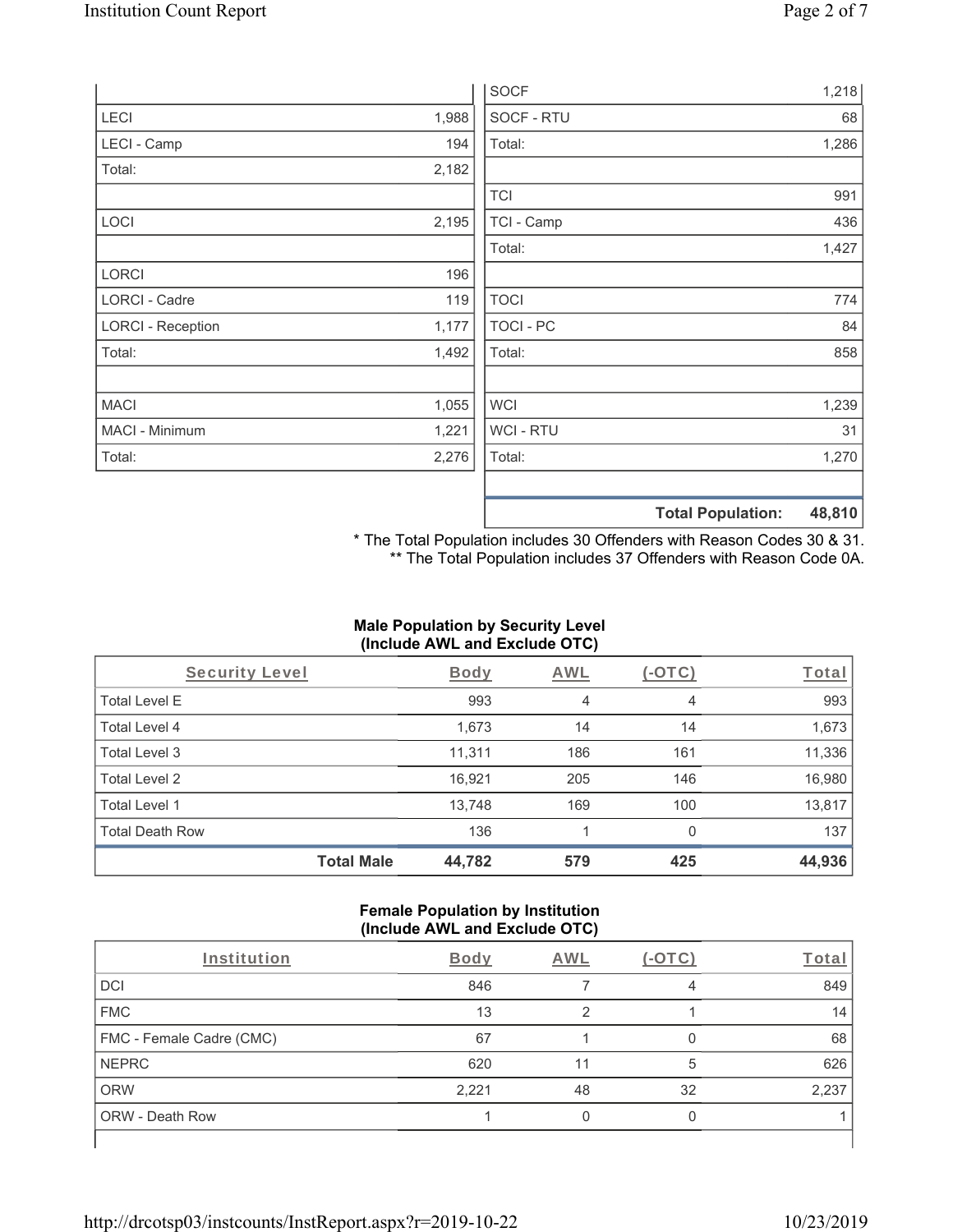| | |
|---|---|
| LECI | 1,988 |
| LECI - Camp | 194 |
| Total: | 2,182 |
| | |
| LOCI | 2,195 |
| | |
| LORCI | 196 |
| LORCI - Cadre | 119 |
| LORCI - Reception | 1,177 |
| Total: | 1,492 |
| | |
| MACI | 1,055 |
| MACI - Minimum | 1,221 |
| Total: | 2,276 |

| | |
|---|---|
| SOCF | 1,218 |
| SOCF - RTU | 68 |
| Total: | 1,286 |
| | |
| TCI | 991 |
| TCI - Camp | 436 |
| Total: | 1,427 |
| | |
| TOCI | 774 |
| TOCI - PC | 84 |
| Total: | 858 |
| | |
| WCI | 1,239 |
| WCI - RTU | 31 |
| Total: | 1,270 |
| | |
| **Total Population:** | **48,810** |

* The Total Population includes 30 Offenders with Reason Codes 30 & 31.
** The Total Population includes 37 Offenders with Reason Code 0A.

**Male Population by Security Level (Include AWL and Exclude OTC)**

| Security Level | Body | AWL | (-OTC) | Total |
|---|---|---|---|---|
| Total Level E | 993 | 4 | 4 | 993 |
| Total Level 4 | 1,673 | 14 | 14 | 1,673 |
| Total Level 3 | 11,311 | 186 | 161 | 11,336 |
| Total Level 2 | 16,921 | 205 | 146 | 16,980 |
| Total Level 1 | 13,748 | 169 | 100 | 13,817 |
| Total Death Row | 136 | 1 | 0 | 137 |
| **Total Male** | **44,782** | **579** | **425** | **44,936** |

**Female Population by Institution (Include AWL and Exclude OTC)**

| Institution | Body | AWL | (-OTC) | Total |
|---|---|---|---|---|
| DCI | 846 | 7 | 4 | 849 |
| FMC | 13 | 2 | 1 | 14 |
| FMC - Female Cadre (CMC) | 67 | 1 | 0 | 68 |
| NEPRC | 620 | 11 | 5 | 626 |
| ORW | 2,221 | 48 | 32 | 2,237 |
| ORW - Death Row | 1 | 0 | 0 | 1 |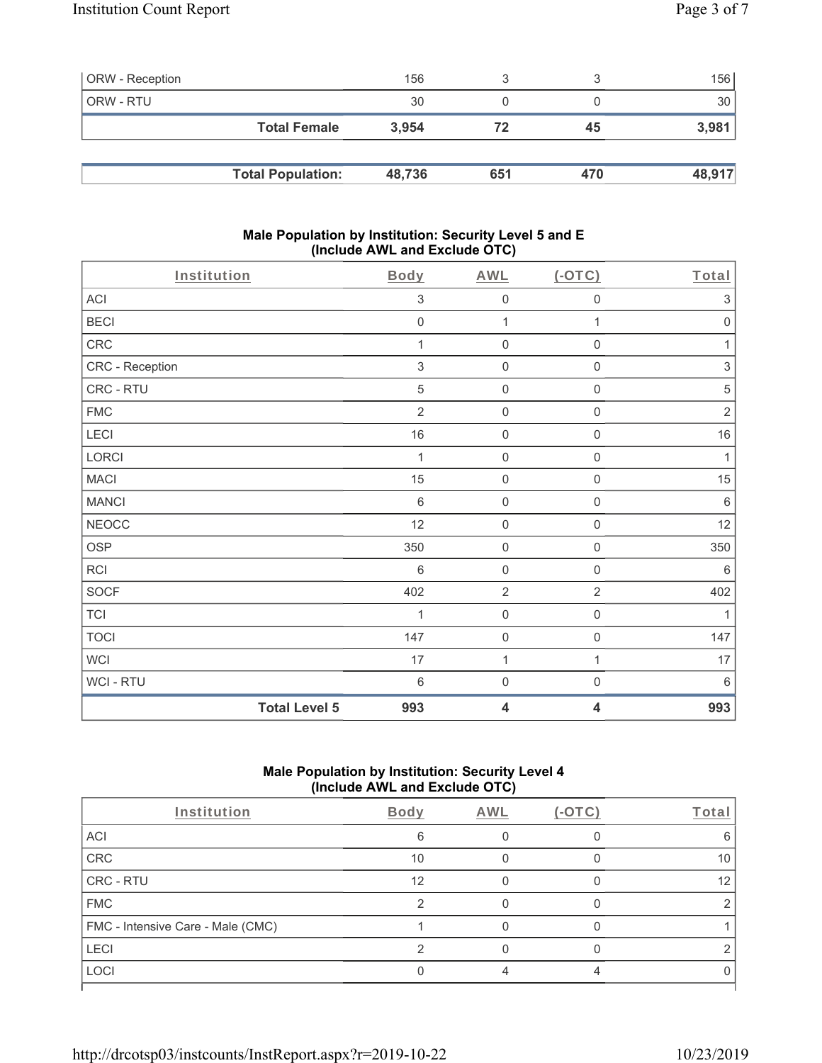| | | | | |
|---|---|---|---|---|
| ORW - Reception | 156 | 3 | 3 | 156 |
| ORW - RTU | 30 | 0 | 0 | 30 |
| **Total Female** | **3,954** | **72** | **45** | **3,981** |

| | | | | |
|---|---|---|---|---|
| **Total Population:** | **48,736** | **651** | **470** | **48,917** |

### Male Population by Institution: Security Level 5 and E (Include AWL and Exclude OTC)

| Institution | Body | AWL | (-OTC) | Total |
|---|---|---|---|---|
| ACI | 3 | 0 | 0 | 3 |
| BECI | 0 | 1 | 1 | 0 |
| CRC | 1 | 0 | 0 | 1 |
| CRC - Reception | 3 | 0 | 0 | 3 |
| CRC - RTU | 5 | 0 | 0 | 5 |
| FMC | 2 | 0 | 0 | 2 |
| LECI | 16 | 0 | 0 | 16 |
| LORCI | 1 | 0 | 0 | 1 |
| MACI | 15 | 0 | 0 | 15 |
| MANCI | 6 | 0 | 0 | 6 |
| NEOCC | 12 | 0 | 0 | 12 |
| OSP | 350 | 0 | 0 | 350 |
| RCI | 6 | 0 | 0 | 6 |
| SOCF | 402 | 2 | 2 | 402 |
| TCI | 1 | 0 | 0 | 1 |
| TOCI | 147 | 0 | 0 | 147 |
| WCI | 17 | 1 | 1 | 17 |
| WCI - RTU | 6 | 0 | 0 | 6 |
| **Total Level 5** | **993** | **4** | **4** | **993** |

### Male Population by Institution: Security Level 4 (Include AWL and Exclude OTC)

| Institution | Body | AWL | (-OTC) | Total |
|---|---|---|---|---|
| ACI | 6 | 0 | 0 | 6 |
| CRC | 10 | 0 | 0 | 10 |
| CRC - RTU | 12 | 0 | 0 | 12 |
| FMC | 2 | 0 | 0 | 2 |
| FMC - Intensive Care - Male (CMC) | 1 | 0 | 0 | 1 |
| LECI | 2 | 0 | 0 | 2 |
| LOCI | 0 | 4 | 4 | 0 |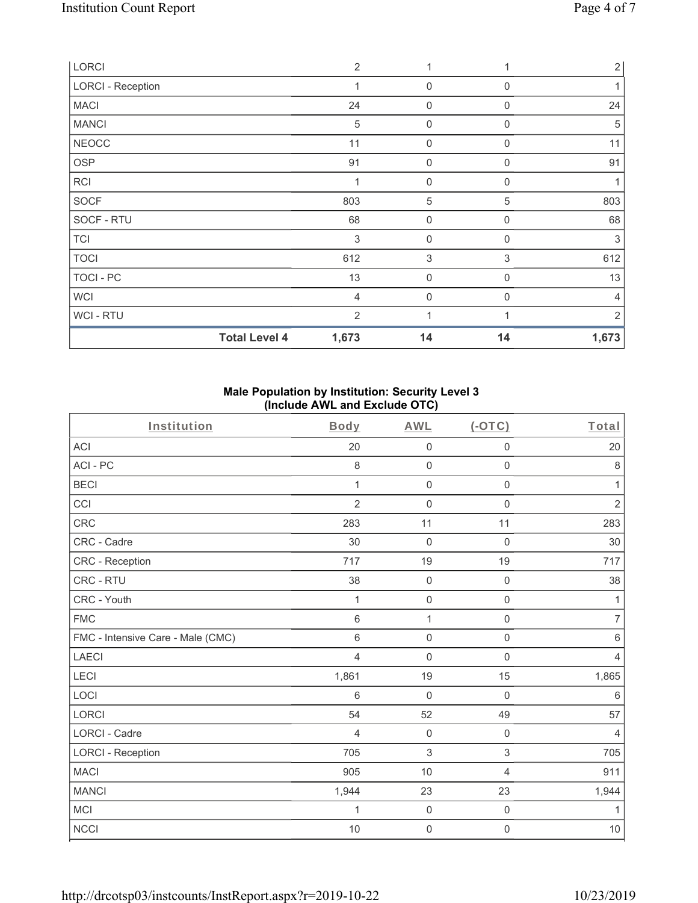| | Body | AWL | (-OTC) | Total |
|---|---|---|---|---|
| LORCI | 2 | 1 | 1 | 2 |
| LORCI - Reception | 1 | 0 | 0 | 1 |
| MACI | 24 | 0 | 0 | 24 |
| MANCI | 5 | 0 | 0 | 5 |
| NEOCC | 11 | 0 | 0 | 11 |
| OSP | 91 | 0 | 0 | 91 |
| RCI | 1 | 0 | 0 | 1 |
| SOCF | 803 | 5 | 5 | 803 |
| SOCF - RTU | 68 | 0 | 0 | 68 |
| TCI | 3 | 0 | 0 | 3 |
| TOCI | 612 | 3 | 3 | 612 |
| TOCI - PC | 13 | 0 | 0 | 13 |
| WCI | 4 | 0 | 0 | 4 |
| WCI - RTU | 2 | 1 | 1 | 2 |
| **Total Level 4** | **1,673** | **14** | **14** | **1,673** |

**Male Population by Institution: Security Level 3 (Include AWL and Exclude OTC)**

| Institution | Body | AWL | (-OTC) | Total |
|---|---|---|---|---|
| ACI | 20 | 0 | 0 | 20 |
| ACI - PC | 8 | 0 | 0 | 8 |
| BECI | 1 | 0 | 0 | 1 |
| CCI | 2 | 0 | 0 | 2 |
| CRC | 283 | 11 | 11 | 283 |
| CRC - Cadre | 30 | 0 | 0 | 30 |
| CRC - Reception | 717 | 19 | 19 | 717 |
| CRC - RTU | 38 | 0 | 0 | 38 |
| CRC - Youth | 1 | 0 | 0 | 1 |
| FMC | 6 | 1 | 0 | 7 |
| FMC - Intensive Care - Male (CMC) | 6 | 0 | 0 | 6 |
| LAECI | 4 | 0 | 0 | 4 |
| LECI | 1,861 | 19 | 15 | 1,865 |
| LOCI | 6 | 0 | 0 | 6 |
| LORCI | 54 | 52 | 49 | 57 |
| LORCI - Cadre | 4 | 0 | 0 | 4 |
| LORCI - Reception | 705 | 3 | 3 | 705 |
| MACI | 905 | 10 | 4 | 911 |
| MANCI | 1,944 | 23 | 23 | 1,944 |
| MCI | 1 | 0 | 0 | 1 |
| NCCI | 10 | 0 | 0 | 10 |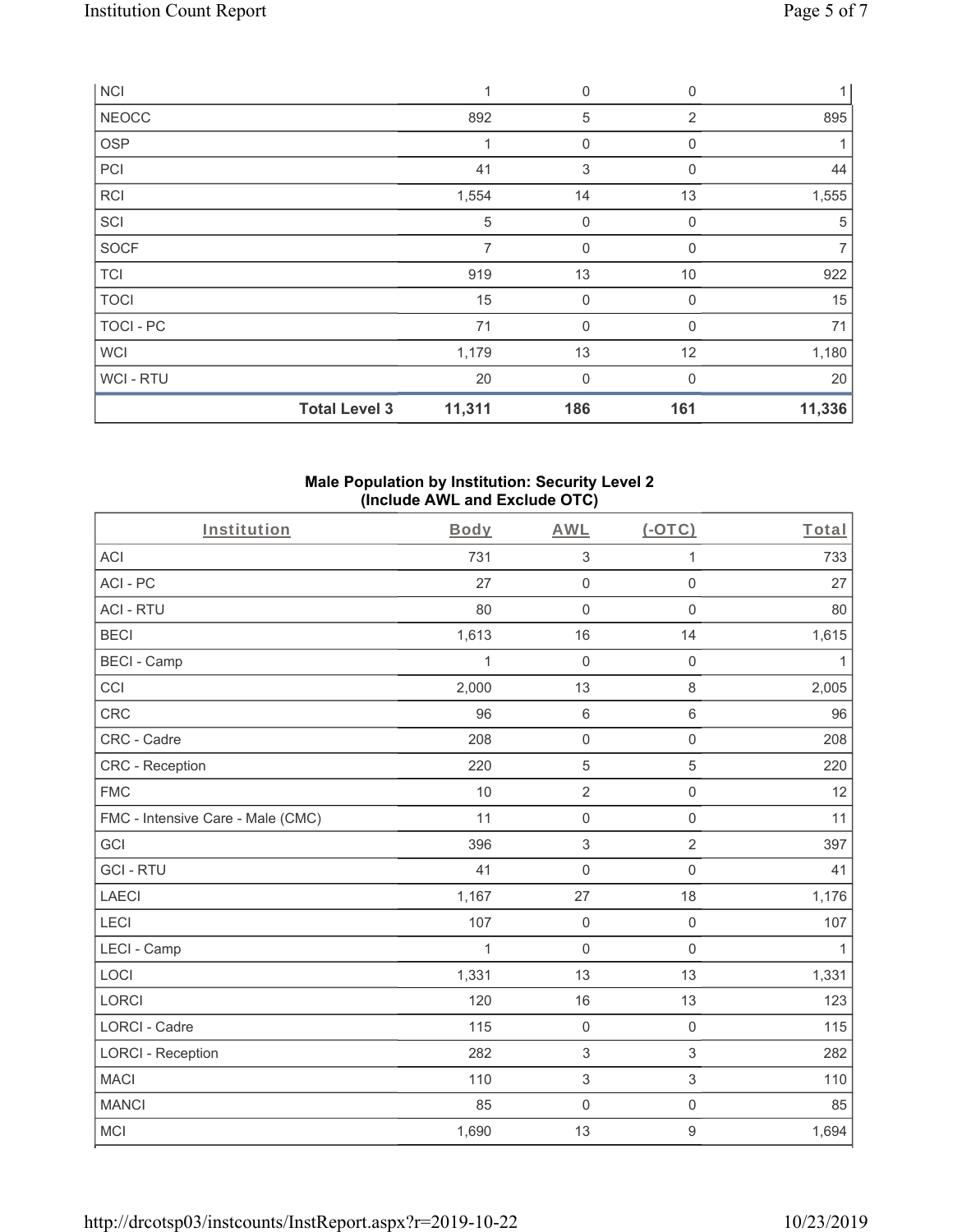| | | | | |
|---|---|---|---|---|
| NCI | 1 | 0 | 0 | 1 |
| NEOCC | 892 | 5 | 2 | 895 |
| OSP | 1 | 0 | 0 | 1 |
| PCI | 41 | 3 | 0 | 44 |
| RCI | 1,554 | 14 | 13 | 1,555 |
| SCI | 5 | 0 | 0 | 5 |
| SOCF | 7 | 0 | 0 | 7 |
| TCI | 919 | 13 | 10 | 922 |
| TOCI | 15 | 0 | 0 | 15 |
| TOCI - PC | 71 | 0 | 0 | 71 |
| WCI | 1,179 | 13 | 12 | 1,180 |
| WCI - RTU | 20 | 0 | 0 | 20 |
| **Total Level 3** | **11,311** | **186** | **161** | **11,336** |

## Male Population by Institution: Security Level 2 (Include AWL and Exclude OTC)

| Institution | Body | AWL | (-OTC) | Total |
|---|---|---|---|---|
| ACI | 731 | 3 | 1 | 733 |
| ACI - PC | 27 | 0 | 0 | 27 |
| ACI - RTU | 80 | 0 | 0 | 80 |
| BECI | 1,613 | 16 | 14 | 1,615 |
| BECI - Camp | 1 | 0 | 0 | 1 |
| CCI | 2,000 | 13 | 8 | 2,005 |
| CRC | 96 | 6 | 6 | 96 |
| CRC - Cadre | 208 | 0 | 0 | 208 |
| CRC - Reception | 220 | 5 | 5 | 220 |
| FMC | 10 | 2 | 0 | 12 |
| FMC - Intensive Care - Male (CMC) | 11 | 0 | 0 | 11 |
| GCI | 396 | 3 | 2 | 397 |
| GCI - RTU | 41 | 0 | 0 | 41 |
| LAECI | 1,167 | 27 | 18 | 1,176 |
| LECI | 107 | 0 | 0 | 107 |
| LECI - Camp | 1 | 0 | 0 | 1 |
| LOCI | 1,331 | 13 | 13 | 1,331 |
| LORCI | 120 | 16 | 13 | 123 |
| LORCI - Cadre | 115 | 0 | 0 | 115 |
| LORCI - Reception | 282 | 3 | 3 | 282 |
| MACI | 110 | 3 | 3 | 110 |
| MANCI | 85 | 0 | 0 | 85 |
| MCI | 1,690 | 13 | 9 | 1,694 |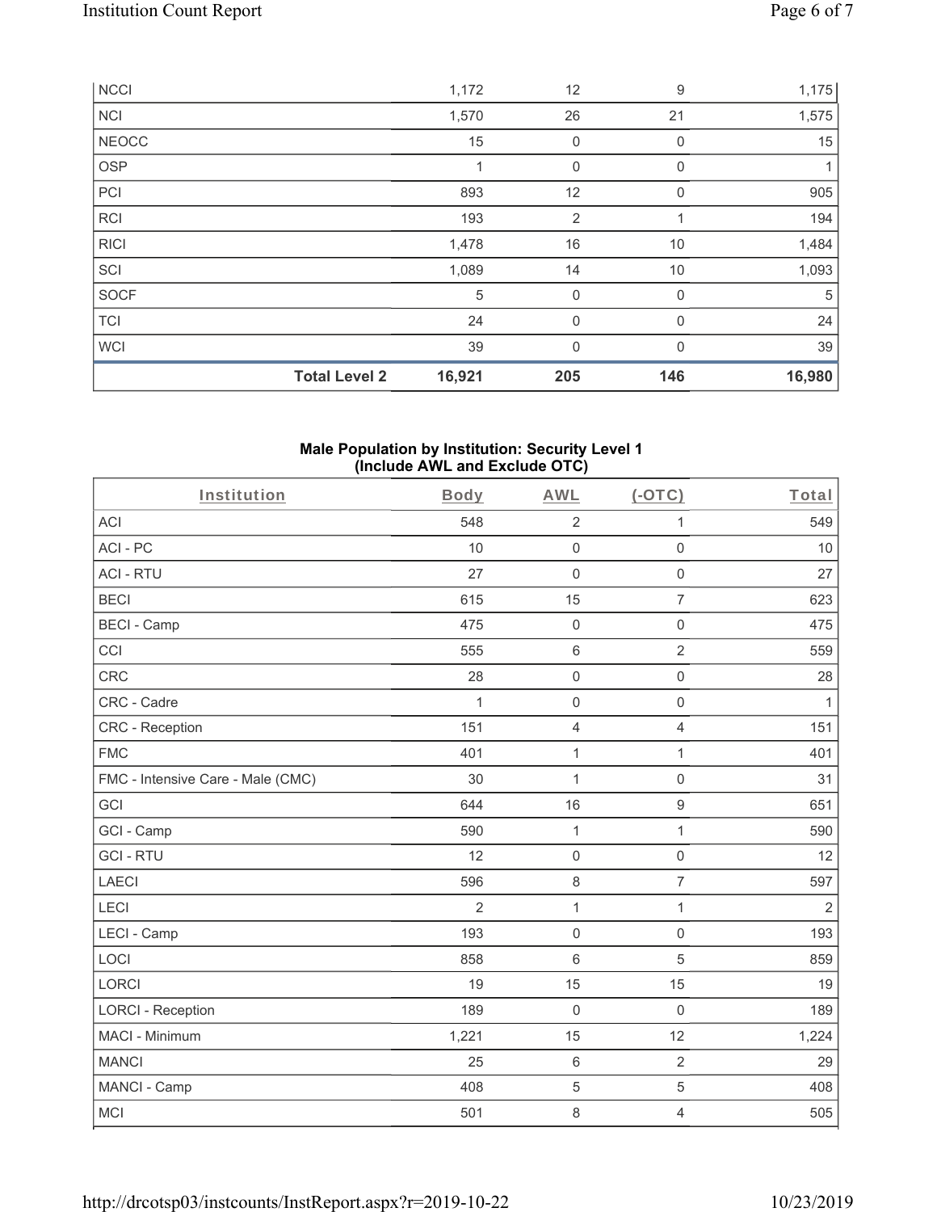| | Body | AWL | (-OTC) | Total |
|---|---|---|---|---|
| NCCI | 1,172 | 12 | 9 | 1,175 |
| NCI | 1,570 | 26 | 21 | 1,575 |
| NEOCC | 15 | 0 | 0 | 15 |
| OSP | 1 | 0 | 0 | 1 |
| PCI | 893 | 12 | 0 | 905 |
| RCI | 193 | 2 | 1 | 194 |
| RICI | 1,478 | 16 | 10 | 1,484 |
| SCI | 1,089 | 14 | 10 | 1,093 |
| SOCF | 5 | 0 | 0 | 5 |
| TCI | 24 | 0 | 0 | 24 |
| WCI | 39 | 0 | 0 | 39 |
| **Total Level 2** | **16,921** | **205** | **146** | **16,980** |

## Male Population by Institution: Security Level 1 (Include AWL and Exclude OTC)

| Institution | Body | AWL | (-OTC) | Total |
|---|---|---|---|---|
| ACI | 548 | 2 | 1 | 549 |
| ACI - PC | 10 | 0 | 0 | 10 |
| ACI - RTU | 27 | 0 | 0 | 27 |
| BECI | 615 | 15 | 7 | 623 |
| BECI - Camp | 475 | 0 | 0 | 475 |
| CCI | 555 | 6 | 2 | 559 |
| CRC | 28 | 0 | 0 | 28 |
| CRC - Cadre | 1 | 0 | 0 | 1 |
| CRC - Reception | 151 | 4 | 4 | 151 |
| FMC | 401 | 1 | 1 | 401 |
| FMC - Intensive Care - Male (CMC) | 30 | 1 | 0 | 31 |
| GCI | 644 | 16 | 9 | 651 |
| GCI - Camp | 590 | 1 | 1 | 590 |
| GCI - RTU | 12 | 0 | 0 | 12 |
| LAECI | 596 | 8 | 7 | 597 |
| LECI | 2 | 1 | 1 | 2 |
| LECI - Camp | 193 | 0 | 0 | 193 |
| LOCI | 858 | 6 | 5 | 859 |
| LORCI | 19 | 15 | 15 | 19 |
| LORCI - Reception | 189 | 0 | 0 | 189 |
| MACI - Minimum | 1,221 | 15 | 12 | 1,224 |
| MANCI | 25 | 6 | 2 | 29 |
| MANCI - Camp | 408 | 5 | 5 | 408 |
| MCI | 501 | 8 | 4 | 505 |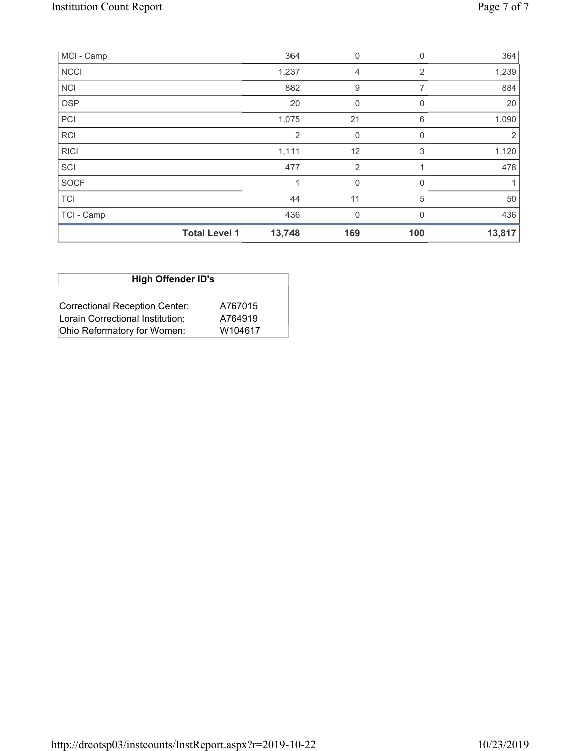| | | | | |
|---|---|---|---|---|
| MCI - Camp | 364 | 0 | 0 | 364 |
| NCCI | 1,237 | 4 | 2 | 1,239 |
| NCI | 882 | 9 | 7 | 884 |
| OSP | 20 | 0 | 0 | 20 |
| PCI | 1,075 | 21 | 6 | 1,090 |
| RCI | 2 | 0 | 0 | 2 |
| RICI | 1,111 | 12 | 3 | 1,120 |
| SCI | 477 | 2 | 1 | 478 |
| SOCF | 1 | 0 | 0 | 1 |
| TCI | 44 | 11 | 5 | 50 |
| TCI - Camp | 436 | 0 | 0 | 436 |
| **Total Level 1** | **13,748** | **169** | **100** | **13,817** |

| High Offender ID's | |
|---|---|
| Correctional Reception Center: | A767015 |
| Lorain Correctional Institution: | A764919 |
| Ohio Reformatory for Women: | W104617 |